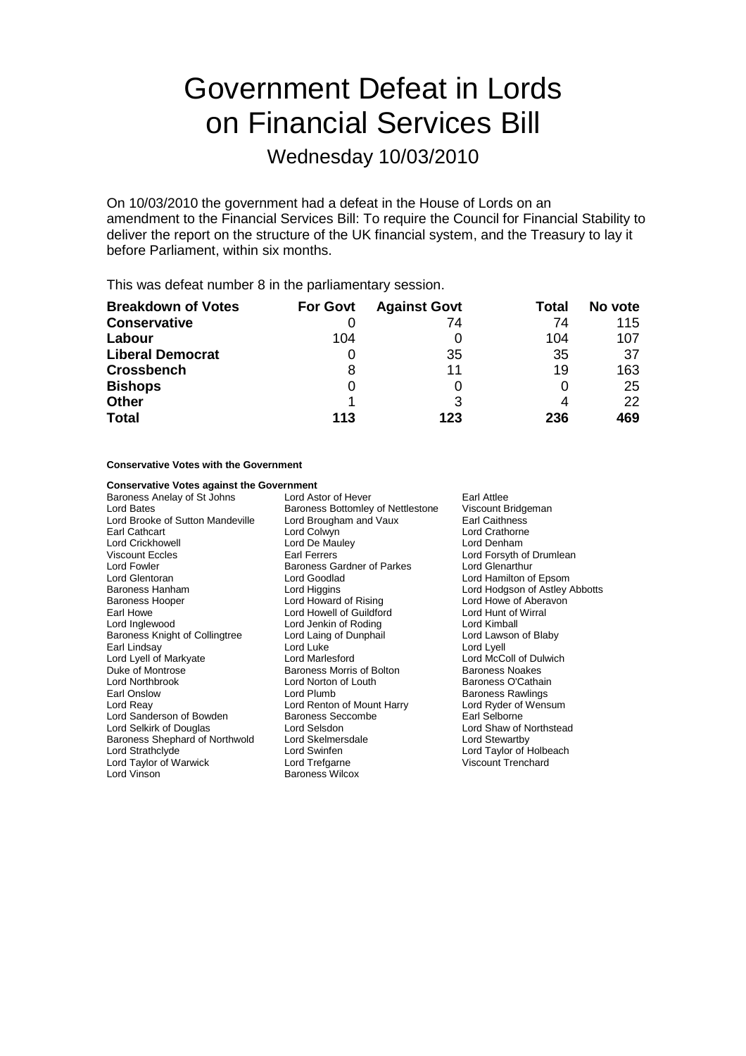# Government Defeat in Lords on Financial Services Bill

## Wednesday 10/03/2010

On 10/03/2010 the government had a defeat in the House of Lords on an amendment to the Financial Services Bill: To require the Council for Financial Stability to deliver the report on the structure of the UK financial system, and the Treasury to lay it before Parliament, within six months.

This was defeat number 8 in the parliamentary session.

| Breakdown of Votes | For Govt | Against Govt | Total | No vote |
|---|---|---|---|---|
| **Conservative** | 0 | 74 | 74 | 115 |
| **Labour** | 104 | 0 | 104 | 107 |
| **Liberal Democrat** | 0 | 35 | 35 | 37 |
| **Crossbench** | 8 | 11 | 19 | 163 |
| **Bishops** | 0 | 0 | 0 | 25 |
| **Other** | 1 | 3 | 4 | 22 |
| **Total** | **113** | **123** | **236** | **469** |

**Conservative Votes with the Government**

**Conservative Votes against the Government**

Baroness Anelay of St Johns
Lord Astor of Hever
Earl Attlee
Lord Bates
Baroness Bottomley of Nettlestone
Viscount Bridgeman
Lord Brooke of Sutton Mandeville
Lord Brougham and Vaux
Earl Caithness
Earl Cathcart
Lord Colwyn
Lord Crathorne
Lord Crickhowell
Lord De Mauley
Lord Denham
Viscount Eccles
Earl Ferrers
Lord Forsyth of Drumlean
Lord Fowler
Baroness Gardner of Parkes
Lord Glenarthur
Lord Glentoran
Lord Goodlad
Lord Hamilton of Epsom
Baroness Hanham
Lord Higgins
Lord Hodgson of Astley Abbotts
Baroness Hooper
Lord Howard of Rising
Lord Howe of Aberavon
Earl Howe
Lord Howell of Guildford
Lord Hunt of Wirral
Lord Inglewood
Lord Jenkin of Roding
Lord Kimball
Baroness Knight of Collingtree
Lord Laing of Dunphail
Lord Lawson of Blaby
Earl Lindsay
Lord Luke
Lord Lyell
Lord Lyell of Markyate
Lord Marlesford
Lord McColl of Dulwich
Duke of Montrose
Baroness Morris of Bolton
Baroness Noakes
Lord Northbrook
Lord Norton of Louth
Baroness O'Cathain
Earl Onslow
Lord Plumb
Baroness Rawlings
Lord Reay
Lord Renton of Mount Harry
Lord Ryder of Wensum
Lord Sanderson of Bowden
Baroness Seccombe
Earl Selborne
Lord Selkirk of Douglas
Lord Selsdon
Lord Shaw of Northstead
Baroness Shephard of Northwold
Lord Skelmersdale
Lord Stewartby
Lord Strathclyde
Lord Swinfen
Lord Taylor of Holbeach
Lord Taylor of Warwick
Lord Trefgarne
Viscount Trenchard
Lord Vinson
Baroness Wilcox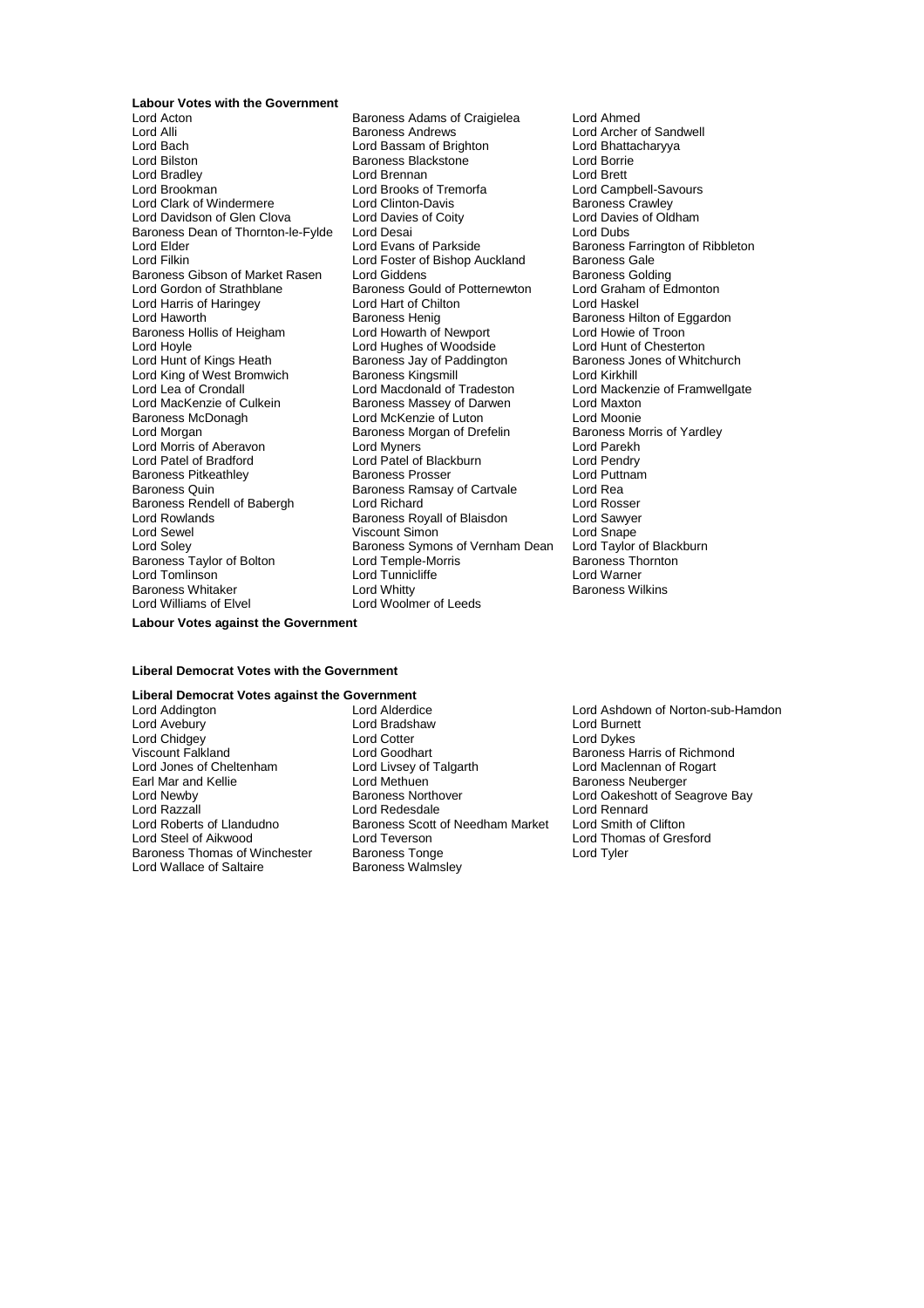**Labour Votes with the Government**

Lord Acton
Lord Alli
Lord Bach
Lord Bilston
Lord Bradley
Lord Brookman
Lord Clark of Windermere
Lord Davidson of Glen Clova
Baroness Dean of Thornton-le-Fylde
Lord Elder
Lord Filkin
Baroness Gibson of Market Rasen
Lord Gordon of Strathblane
Lord Harris of Haringey
Lord Haworth
Baroness Hollis of Heigham
Lord Hoyle
Lord Hunt of Kings Heath
Lord King of West Bromwich
Lord Lea of Crondall
Lord MacKenzie of Culkein
Baroness McDonagh
Lord Morgan
Lord Morris of Aberavon
Lord Patel of Bradford
Baroness Pitkeathley
Baroness Quin
Baroness Rendell of Babergh
Lord Rowlands
Lord Sewel
Lord Soley
Baroness Taylor of Bolton
Lord Tomlinson
Baroness Whitaker
Lord Williams of Elvel
Baroness Adams of Craigielea
Baroness Andrews
Lord Bassam of Brighton
Baroness Blackstone
Lord Brennan
Lord Brooks of Tremorfa
Lord Clinton-Davis
Lord Davies of Coity
Lord Desai
Lord Evans of Parkside
Lord Foster of Bishop Auckland
Lord Giddens
Baroness Gould of Potternewton
Lord Hart of Chilton
Baroness Henig
Lord Howarth of Newport
Lord Hughes of Woodside
Baroness Jay of Paddington
Baroness Kingsmill
Lord Macdonald of Tradeston
Baroness Massey of Darwen
Lord McKenzie of Luton
Baroness Morgan of Drefelin
Lord Myners
Lord Patel of Blackburn
Baroness Prosser
Baroness Ramsay of Cartvale
Lord Richard
Baroness Royall of Blaisdon
Viscount Simon
Baroness Symons of Vernham Dean
Lord Temple-Morris
Lord Tunnicliffe
Lord Whitty
Lord Woolmer of Leeds
Lord Ahmed
Lord Archer of Sandwell
Lord Bhattacharyya
Lord Borrie
Lord Brett
Lord Campbell-Savours
Baroness Crawley
Lord Davies of Oldham
Lord Dubs
Baroness Farrington of Ribbleton
Baroness Gale
Baroness Golding
Lord Graham of Edmonton
Lord Haskel
Baroness Hilton of Eggardon
Lord Howie of Troon
Lord Hunt of Chesterton
Baroness Jones of Whitchurch
Lord Kirkhill
Lord Mackenzie of Framwellgate
Lord Maxton
Lord Moonie
Baroness Morris of Yardley
Lord Parekh
Lord Pendry
Lord Puttnam
Lord Rea
Lord Rosser
Lord Sawyer
Lord Snape
Lord Taylor of Blackburn
Baroness Thornton
Lord Warner
Baroness Wilkins

**Labour Votes against the Government**

**Liberal Democrat Votes with the Government**

**Liberal Democrat Votes against the Government**

Lord Addington
Lord Avebury
Lord Chidgey
Viscount Falkland
Lord Jones of Cheltenham
Earl Mar and Kellie
Lord Newby
Lord Razzall
Lord Roberts of Llandudno
Lord Steel of Aikwood
Baroness Thomas of Winchester
Lord Wallace of Saltaire
Lord Alderdice
Lord Bradshaw
Lord Cotter
Lord Goodhart
Lord Livsey of Talgarth
Lord Methuen
Baroness Northover
Lord Redesdale
Baroness Scott of Needham Market
Lord Teverson
Baroness Tonge
Baroness Walmsley
Lord Ashdown of Norton-sub-Hamdon
Lord Burnett
Lord Dykes
Baroness Harris of Richmond
Lord Maclennan of Rogart
Baroness Neuberger
Lord Oakeshott of Seagrove Bay
Lord Rennard
Lord Smith of Clifton
Lord Thomas of Gresford
Lord Tyler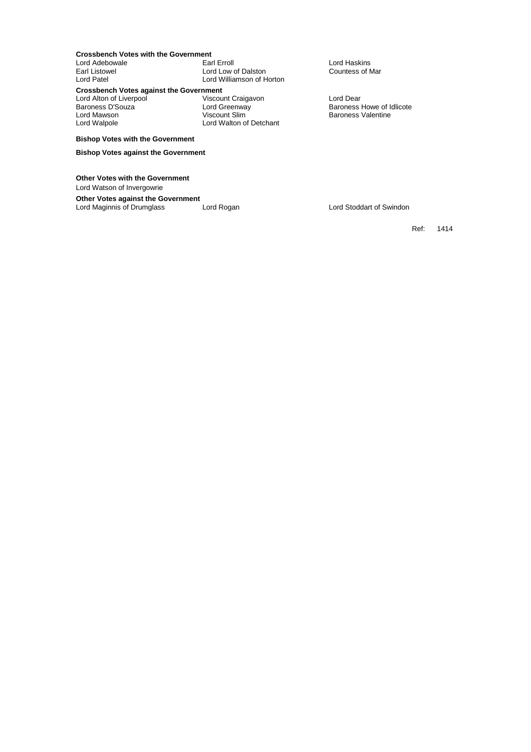**Crossbench Votes with the Government**

Lord Adebowale
Earl Erroll
Lord Haskins
Earl Listowel
Lord Low of Dalston
Countess of Mar
Lord Patel
Lord Williamson of Horton

**Crossbench Votes against the Government**

Lord Alton of Liverpool
Viscount Craigavon
Lord Dear
Baroness D'Souza
Lord Greenway
Baroness Howe of Idlicote
Lord Mawson
Viscount Slim
Baroness Valentine
Lord Walpole
Lord Walton of Detchant

**Bishop Votes with the Government**

**Bishop Votes against the Government**

**Other Votes with the Government**

Lord Watson of Invergowrie

**Other Votes against the Government**

Lord Maginnis of Drumglass
Lord Rogan
Lord Stoddart of Swindon

Ref: 1414